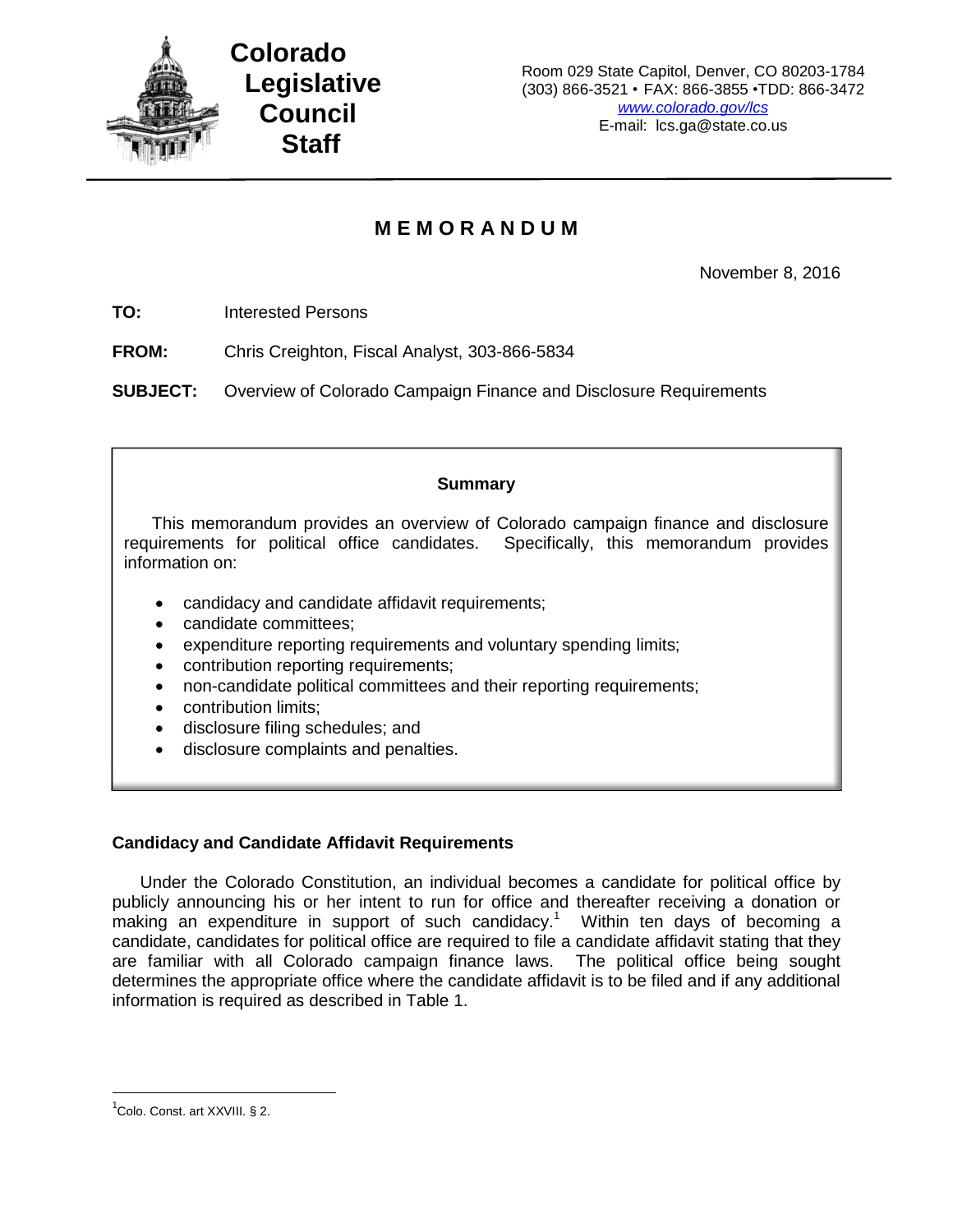**Colorado Legislative Council Staff**

Room 029 State Capitol, Denver, CO 80203-1784
(303) 866-3521 • FAX: 866-3855 •TDD: 866-3472
www.colorado.gov/lcs
E-mail: lcs.ga@state.co.us

# MEMORANDUM

November 8, 2016

**TO:** Interested Persons

**FROM:** Chris Creighton, Fiscal Analyst, 303-866-5834

**SUBJECT:** Overview of Colorado Campaign Finance and Disclosure Requirements

**Summary**

This memorandum provides an overview of Colorado campaign finance and disclosure requirements for political office candidates. Specifically, this memorandum provides information on:

- candidacy and candidate affidavit requirements;
- candidate committees;
- expenditure reporting requirements and voluntary spending limits;
- contribution reporting requirements;
- non-candidate political committees and their reporting requirements;
- contribution limits;
- disclosure filing schedules; and
- disclosure complaints and penalties.

## Candidacy and Candidate Affidavit Requirements

Under the Colorado Constitution, an individual becomes a candidate for political office by publicly announcing his or her intent to run for office and thereafter receiving a donation or making an expenditure in support of such candidacy.[1] Within ten days of becoming a candidate, candidates for political office are required to file a candidate affidavit stating that they are familiar with all Colorado campaign finance laws. The political office being sought determines the appropriate office where the candidate affidavit is to be filed and if any additional information is required as described in Table 1.

[1] Colo. Const. art XXVIII. § 2.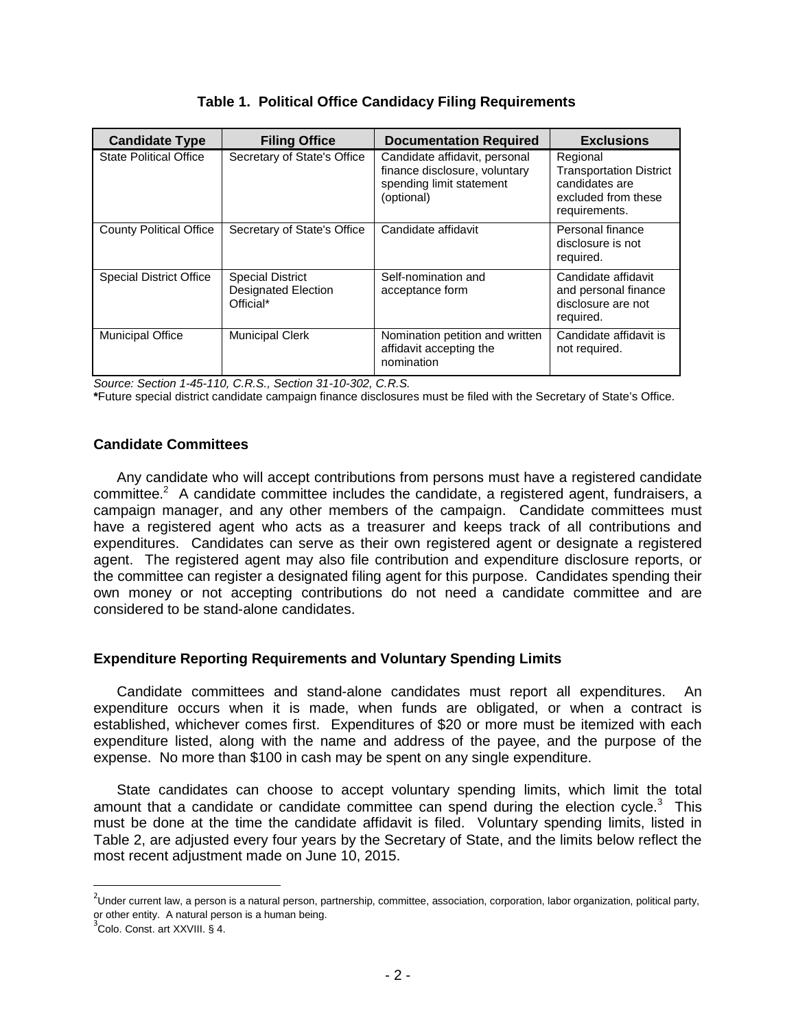**Table 1. Political Office Candidacy Filing Requirements**

| Candidate Type | Filing Office | Documentation Required | Exclusions |
|---|---|---|---|
| State Political Office | Secretary of State's Office | Candidate affidavit, personal finance disclosure, voluntary spending limit statement (optional) | Regional Transportation District candidates are excluded from these requirements. |
| County Political Office | Secretary of State's Office | Candidate affidavit | Personal finance disclosure is not required. |
| Special District Office | Special District Designated Election Official* | Self-nomination and acceptance form | Candidate affidavit and personal finance disclosure are not required. |
| Municipal Office | Municipal Clerk | Nomination petition and written affidavit accepting the nomination | Candidate affidavit is not required. |

*Source: Section 1-45-110, C.R.S., Section 31-10-302, C.R.S.*
**\***Future special district candidate campaign finance disclosures must be filed with the Secretary of State's Office.

### Candidate Committees

Any candidate who will accept contributions from persons must have a registered candidate committee.[2] A candidate committee includes the candidate, a registered agent, fundraisers, a campaign manager, and any other members of the campaign. Candidate committees must have a registered agent who acts as a treasurer and keeps track of all contributions and expenditures. Candidates can serve as their own registered agent or designate a registered agent. The registered agent may also file contribution and expenditure disclosure reports, or the committee can register a designated filing agent for this purpose. Candidates spending their own money or not accepting contributions do not need a candidate committee and are considered to be stand-alone candidates.

### Expenditure Reporting Requirements and Voluntary Spending Limits

Candidate committees and stand-alone candidates must report all expenditures. An expenditure occurs when it is made, when funds are obligated, or when a contract is established, whichever comes first. Expenditures of $20 or more must be itemized with each expenditure listed, along with the name and address of the payee, and the purpose of the expense. No more than $100 in cash may be spent on any single expenditure.

State candidates can choose to accept voluntary spending limits, which limit the total amount that a candidate or candidate committee can spend during the election cycle.[3] This must be done at the time the candidate affidavit is filed. Voluntary spending limits, listed in Table 2, are adjusted every four years by the Secretary of State, and the limits below reflect the most recent adjustment made on June 10, 2015.

---

[2] Under current law, a person is a natural person, partnership, committee, association, corporation, labor organization, political party, or other entity. A natural person is a human being.

[3] Colo. Const. art XXVIII. § 4.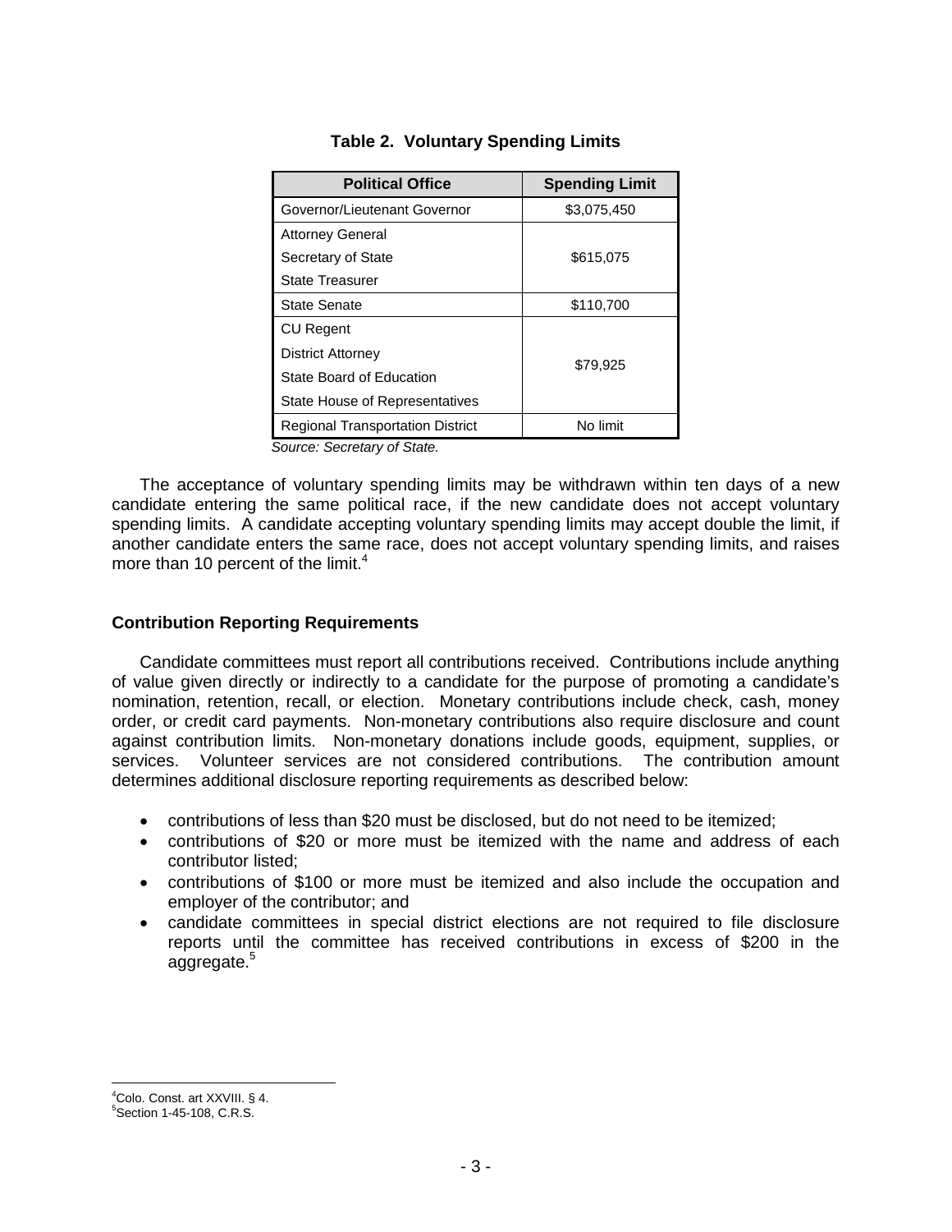**Table 2. Voluntary Spending Limits**

| Political Office | Spending Limit |
|---|---|
| Governor/Lieutenant Governor | $3,075,450 |
| Attorney General<br>Secretary of State<br>State Treasurer | $615,075 |
| State Senate | $110,700 |
| CU Regent<br>District Attorney<br>State Board of Education<br>State House of Representatives | $79,925 |
| Regional Transportation District | No limit |

*Source: Secretary of State.*

The acceptance of voluntary spending limits may be withdrawn within ten days of a new candidate entering the same political race, if the new candidate does not accept voluntary spending limits. A candidate accepting voluntary spending limits may accept double the limit, if another candidate enters the same race, does not accept voluntary spending limits, and raises more than 10 percent of the limit.[4]

### Contribution Reporting Requirements

Candidate committees must report all contributions received. Contributions include anything of value given directly or indirectly to a candidate for the purpose of promoting a candidate's nomination, retention, recall, or election. Monetary contributions include check, cash, money order, or credit card payments. Non-monetary contributions also require disclosure and count against contribution limits. Non-monetary donations include goods, equipment, supplies, or services. Volunteer services are not considered contributions. The contribution amount determines additional disclosure reporting requirements as described below:

- contributions of less than $20 must be disclosed, but do not need to be itemized;
- contributions of $20 or more must be itemized with the name and address of each contributor listed;
- contributions of $100 or more must be itemized and also include the occupation and employer of the contributor; and
- candidate committees in special district elections are not required to file disclosure reports until the committee has received contributions in excess of $200 in the aggregate.[5]

[4] Colo. Const. art XXVIII. § 4.
[5] Section 1-45-108, C.R.S.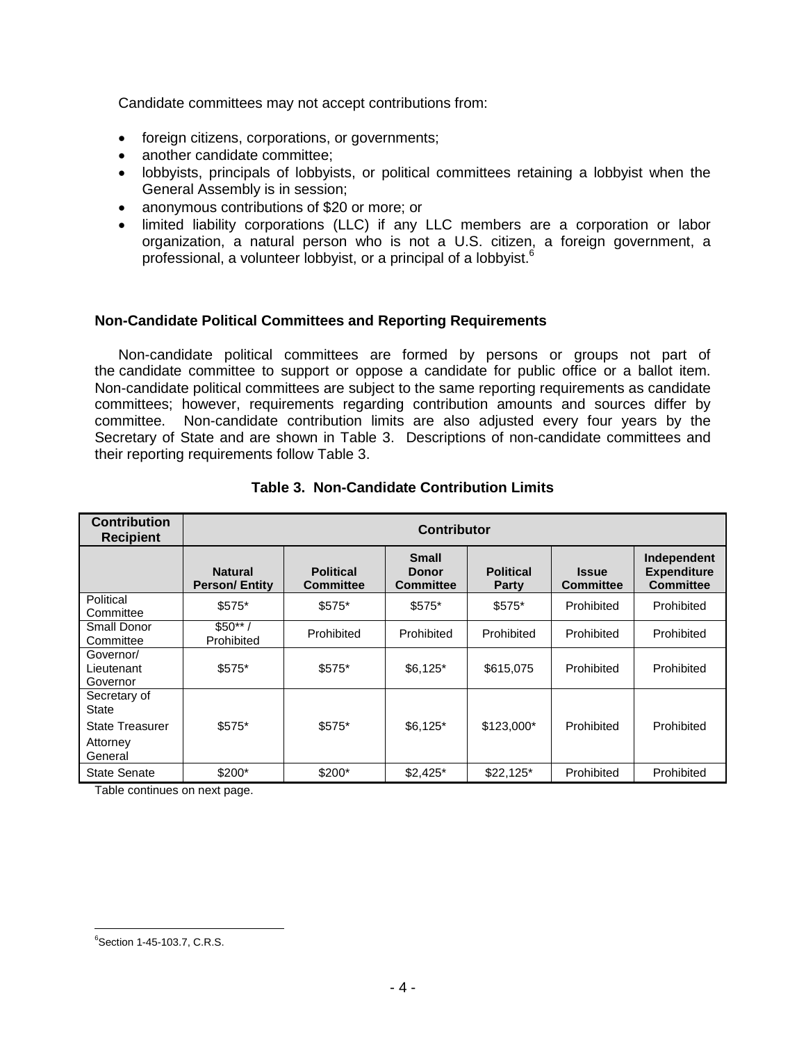Candidate committees may not accept contributions from:

- foreign citizens, corporations, or governments;
- another candidate committee;
- lobbyists, principals of lobbyists, or political committees retaining a lobbyist when the General Assembly is in session;
- anonymous contributions of $20 or more; or
- limited liability corporations (LLC) if any LLC members are a corporation or labor organization, a natural person who is not a U.S. citizen, a foreign government, a professional, a volunteer lobbyist, or a principal of a lobbyist.[6]

### Non-Candidate Political Committees and Reporting Requirements

Non-candidate political committees are formed by persons or groups not part of the candidate committee to support or oppose a candidate for public office or a ballot item. Non-candidate political committees are subject to the same reporting requirements as candidate committees; however, requirements regarding contribution amounts and sources differ by committee. Non-candidate contribution limits are also adjusted every four years by the Secretary of State and are shown in Table 3. Descriptions of non-candidate committees and their reporting requirements follow Table 3.

**Table 3. Non-Candidate Contribution Limits**

| Contribution Recipient | Contributor | | | | | |
|---|---|---|---|---|---|---|
| | **Natural Person/ Entity** | **Political Committee** | **Small Donor Committee** | **Political Party** | **Issue Committee** | **Independent Expenditure Committee** |
| Political Committee | $575* | $575* | $575* | $575* | Prohibited | Prohibited |
| Small Donor Committee | $50** / Prohibited | Prohibited | Prohibited | Prohibited | Prohibited | Prohibited |
| Governor/ Lieutenant Governor | $575* | $575* | $6,125* | $615,075 | Prohibited | Prohibited |
| Secretary of State<br>State Treasurer<br>Attorney General | $575* | $575* | $6,125* | $123,000* | Prohibited | Prohibited |
| State Senate | $200* | $200* | $2,425* | $22,125* | Prohibited | Prohibited |

Table continues on next page.

[6] Section 1-45-103.7, C.R.S.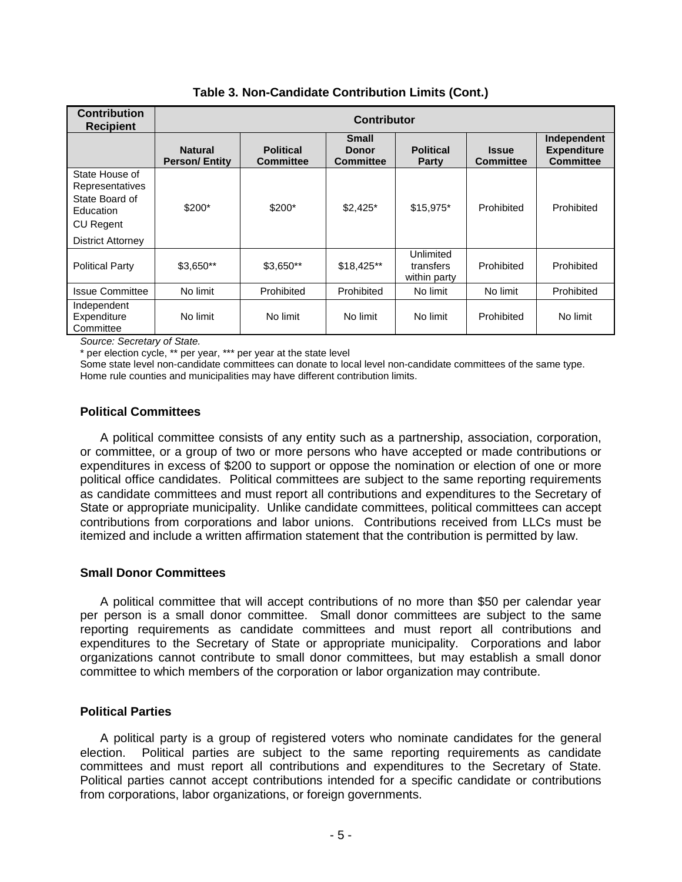**Table 3. Non-Candidate Contribution Limits (Cont.)**

| Contribution Recipient | Contributor | | | | | |
|---|---|---|---|---|---|---|
| | **Natural Person/ Entity** | **Political Committee** | **Small Donor Committee** | **Political Party** | **Issue Committee** | **Independent Expenditure Committee** |
| State House of Representatives<br>State Board of Education<br>CU Regent<br>District Attorney | $200* | $200* | $2,425* | $15,975* | Prohibited | Prohibited |
| Political Party | $3,650** | $3,650** | $18,425** | Unlimited transfers within party | Prohibited | Prohibited |
| Issue Committee | No limit | Prohibited | Prohibited | No limit | No limit | Prohibited |
| Independent Expenditure Committee | No limit | No limit | No limit | No limit | Prohibited | No limit |

*Source: Secretary of State.*

\* per election cycle, ** per year, *** per year at the state level

Some state level non-candidate committees can donate to local level non-candidate committees of the same type.
Home rule counties and municipalities may have different contribution limits.

### Political Committees

A political committee consists of any entity such as a partnership, association, corporation, or committee, or a group of two or more persons who have accepted or made contributions or expenditures in excess of $200 to support or oppose the nomination or election of one or more political office candidates. Political committees are subject to the same reporting requirements as candidate committees and must report all contributions and expenditures to the Secretary of State or appropriate municipality. Unlike candidate committees, political committees can accept contributions from corporations and labor unions. Contributions received from LLCs must be itemized and include a written affirmation statement that the contribution is permitted by law.

### Small Donor Committees

A political committee that will accept contributions of no more than $50 per calendar year per person is a small donor committee. Small donor committees are subject to the same reporting requirements as candidate committees and must report all contributions and expenditures to the Secretary of State or appropriate municipality. Corporations and labor organizations cannot contribute to small donor committees, but may establish a small donor committee to which members of the corporation or labor organization may contribute.

### Political Parties

A political party is a group of registered voters who nominate candidates for the general election. Political parties are subject to the same reporting requirements as candidate committees and must report all contributions and expenditures to the Secretary of State. Political parties cannot accept contributions intended for a specific candidate or contributions from corporations, labor organizations, or foreign governments.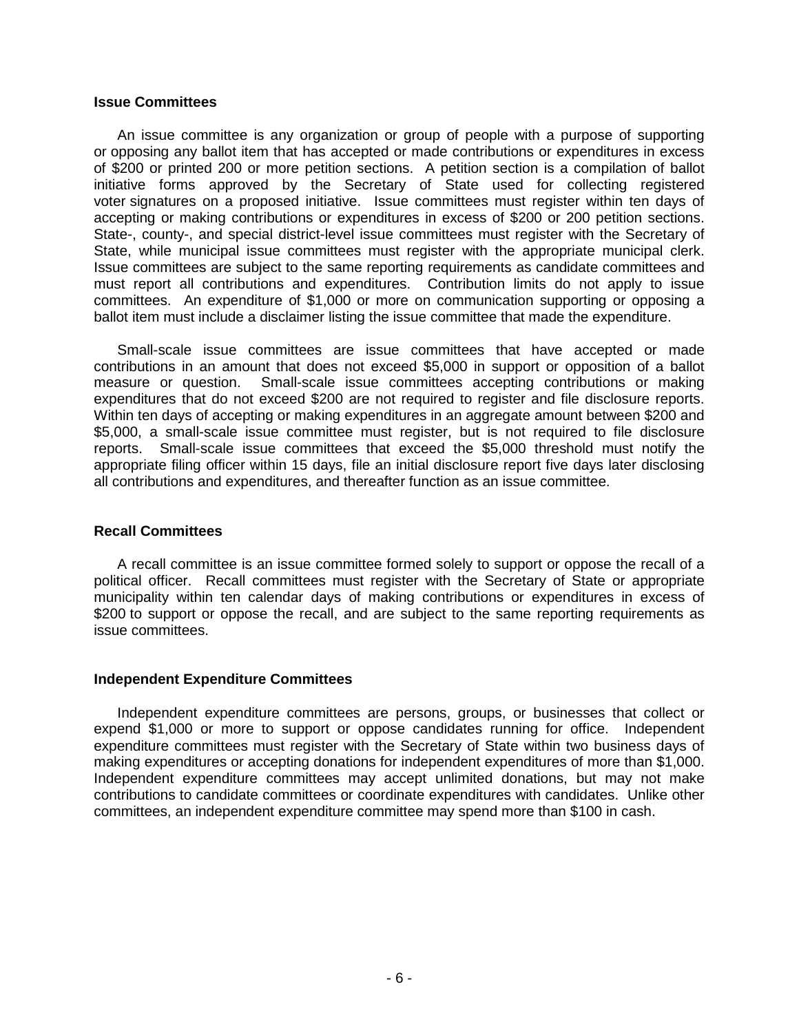### Issue Committees

An issue committee is any organization or group of people with a purpose of supporting or opposing any ballot item that has accepted or made contributions or expenditures in excess of $200 or printed 200 or more petition sections. A petition section is a compilation of ballot initiative forms approved by the Secretary of State used for collecting registered voter signatures on a proposed initiative. Issue committees must register within ten days of accepting or making contributions or expenditures in excess of $200 or 200 petition sections. State-, county-, and special district-level issue committees must register with the Secretary of State, while municipal issue committees must register with the appropriate municipal clerk. Issue committees are subject to the same reporting requirements as candidate committees and must report all contributions and expenditures. Contribution limits do not apply to issue committees. An expenditure of $1,000 or more on communication supporting or opposing a ballot item must include a disclaimer listing the issue committee that made the expenditure.

Small-scale issue committees are issue committees that have accepted or made contributions in an amount that does not exceed $5,000 in support or opposition of a ballot measure or question. Small-scale issue committees accepting contributions or making expenditures that do not exceed $200 are not required to register and file disclosure reports. Within ten days of accepting or making expenditures in an aggregate amount between $200 and $5,000, a small-scale issue committee must register, but is not required to file disclosure reports. Small-scale issue committees that exceed the $5,000 threshold must notify the appropriate filing officer within 15 days, file an initial disclosure report five days later disclosing all contributions and expenditures, and thereafter function as an issue committee.

### Recall Committees

A recall committee is an issue committee formed solely to support or oppose the recall of a political officer. Recall committees must register with the Secretary of State or appropriate municipality within ten calendar days of making contributions or expenditures in excess of $200 to support or oppose the recall, and are subject to the same reporting requirements as issue committees.

### Independent Expenditure Committees

Independent expenditure committees are persons, groups, or businesses that collect or expend $1,000 or more to support or oppose candidates running for office. Independent expenditure committees must register with the Secretary of State within two business days of making expenditures or accepting donations for independent expenditures of more than $1,000. Independent expenditure committees may accept unlimited donations, but may not make contributions to candidate committees or coordinate expenditures with candidates. Unlike other committees, an independent expenditure committee may spend more than $100 in cash.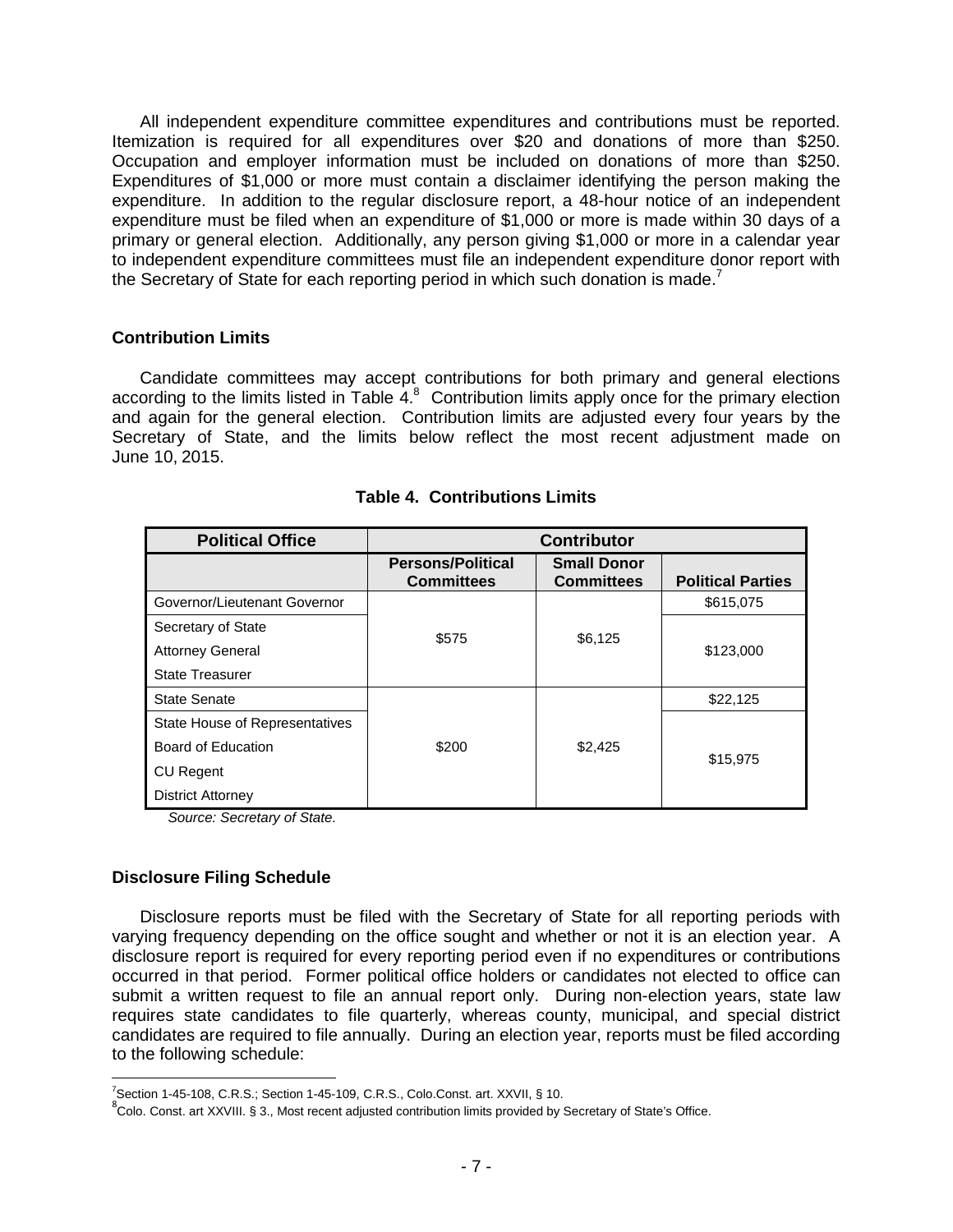All independent expenditure committee expenditures and contributions must be reported. Itemization is required for all expenditures over $20 and donations of more than $250. Occupation and employer information must be included on donations of more than $250. Expenditures of $1,000 or more must contain a disclaimer identifying the person making the expenditure. In addition to the regular disclosure report, a 48-hour notice of an independent expenditure must be filed when an expenditure of $1,000 or more is made within 30 days of a primary or general election. Additionally, any person giving $1,000 or more in a calendar year to independent expenditure committees must file an independent expenditure donor report with the Secretary of State for each reporting period in which such donation is made.[7]

### Contribution Limits

Candidate committees may accept contributions for both primary and general elections according to the limits listed in Table 4.[8] Contribution limits apply once for the primary election and again for the general election. Contribution limits are adjusted every four years by the Secretary of State, and the limits below reflect the most recent adjustment made on June 10, 2015.

**Table 4. Contributions Limits**

| Political Office | Contributor | | |
|---|---|---|---|
| | Persons/Political Committees | Small Donor Committees | Political Parties |
| Governor/Lieutenant Governor | $575 | $6,125 | $615,075 |
| Secretary of State | $575 | $6,125 | $123,000 |
| Attorney General | $575 | $6,125 | $123,000 |
| State Treasurer | $575 | $6,125 | $123,000 |
| State Senate | $200 | $2,425 | $22,125 |
| State House of Representatives | $200 | $2,425 | $15,975 |
| Board of Education | $200 | $2,425 | $15,975 |
| CU Regent | $200 | $2,425 | $15,975 |
| District Attorney | $200 | $2,425 | $15,975 |

*Source: Secretary of State.*

### Disclosure Filing Schedule

Disclosure reports must be filed with the Secretary of State for all reporting periods with varying frequency depending on the office sought and whether or not it is an election year. A disclosure report is required for every reporting period even if no expenditures or contributions occurred in that period. Former political office holders or candidates not elected to office can submit a written request to file an annual report only. During non-election years, state law requires state candidates to file quarterly, whereas county, municipal, and special district candidates are required to file annually. During an election year, reports must be filed according to the following schedule:

---

[7] Section 1-45-108, C.R.S.; Section 1-45-109, C.R.S., Colo.Const. art. XXVII, § 10.

[8] Colo. Const. art XXVIII. § 3., Most recent adjusted contribution limits provided by Secretary of State's Office.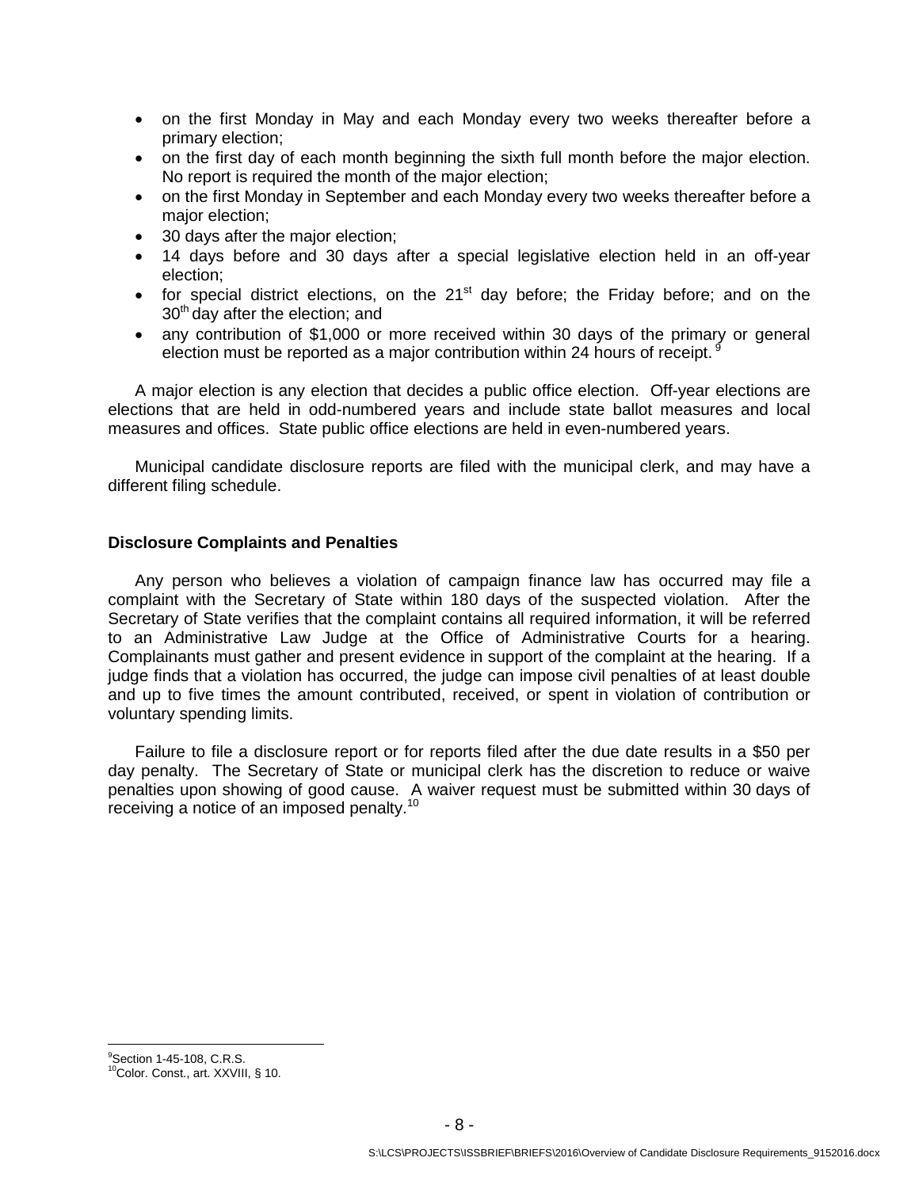- on the first Monday in May and each Monday every two weeks thereafter before a primary election;
- on the first day of each month beginning the sixth full month before the major election. No report is required the month of the major election;
- on the first Monday in September and each Monday every two weeks thereafter before a major election;
- 30 days after the major election;
- 14 days before and 30 days after a special legislative election held in an off-year election;
- for special district elections, on the 21st day before; the Friday before; and on the 30th day after the election; and
- any contribution of $1,000 or more received within 30 days of the primary or general election must be reported as a major contribution within 24 hours of receipt.[9]

A major election is any election that decides a public office election. Off-year elections are elections that are held in odd-numbered years and include state ballot measures and local measures and offices. State public office elections are held in even-numbered years.

Municipal candidate disclosure reports are filed with the municipal clerk, and may have a different filing schedule.

### Disclosure Complaints and Penalties

Any person who believes a violation of campaign finance law has occurred may file a complaint with the Secretary of State within 180 days of the suspected violation. After the Secretary of State verifies that the complaint contains all required information, it will be referred to an Administrative Law Judge at the Office of Administrative Courts for a hearing. Complainants must gather and present evidence in support of the complaint at the hearing. If a judge finds that a violation has occurred, the judge can impose civil penalties of at least double and up to five times the amount contributed, received, or spent in violation of contribution or voluntary spending limits.

Failure to file a disclosure report or for reports filed after the due date results in a $50 per day penalty. The Secretary of State or municipal clerk has the discretion to reduce or waive penalties upon showing of good cause. A waiver request must be submitted within 30 days of receiving a notice of an imposed penalty.[10]

---

[9] Section 1-45-108, C.R.S.
[10] Color. Const., art. XXVIII, § 10.